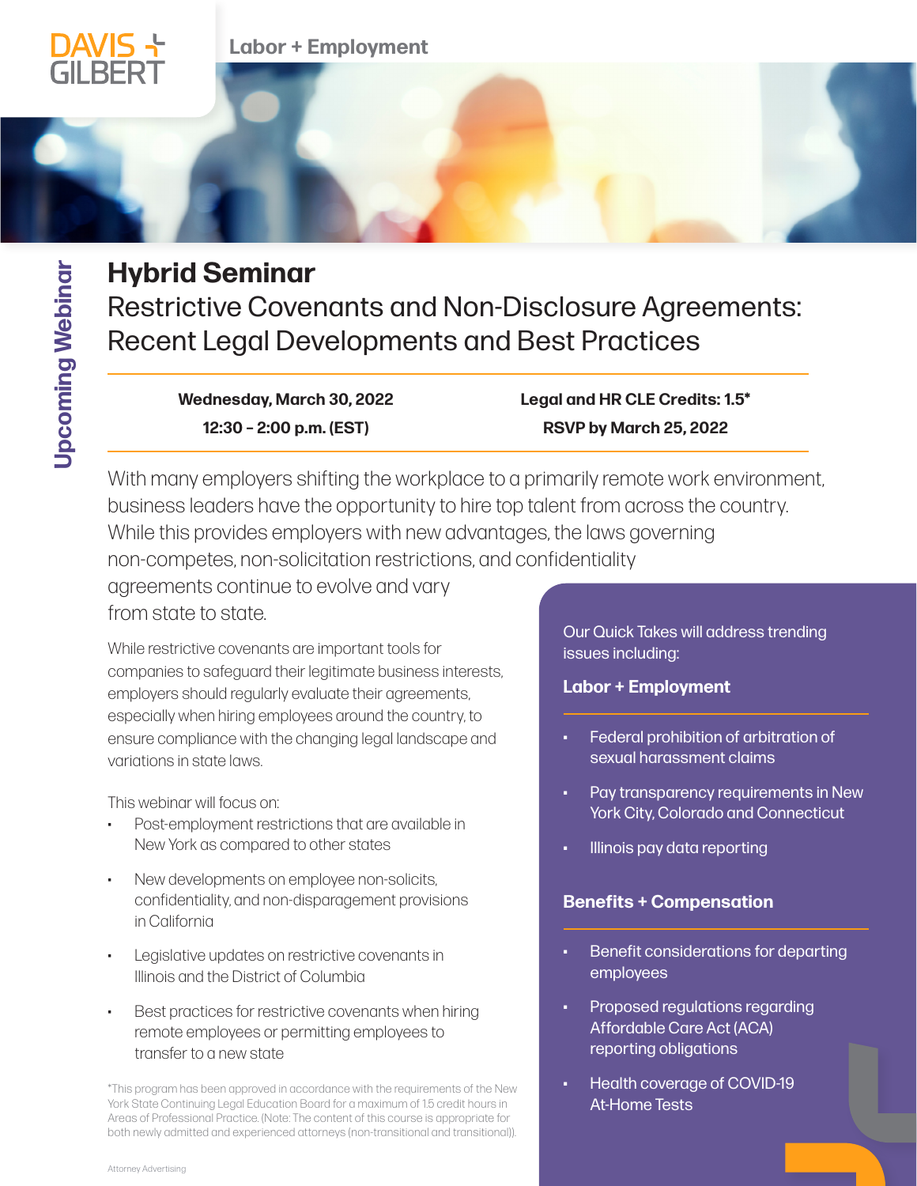DAVIS + GILBERT

Labor + Employment

Upcoming Webinar

# Hybrid Seminar

## Restrictive Covenants and Non-Disclosure Agreements: Recent Legal Developments and Best Practices

**Wednesday, March 30, 2022**
**12:30 – 2:00 p.m. (EST)**

**Legal and HR CLE Credits: 1.5***
**RSVP by March 25, 2022**

With many employers shifting the workplace to a primarily remote work environment, business leaders have the opportunity to hire top talent from across the country. While this provides employers with new advantages, the laws governing non-competes, non-solicitation restrictions, and confidentiality agreements continue to evolve and vary from state to state.

While restrictive covenants are important tools for companies to safeguard their legitimate business interests, employers should regularly evaluate their agreements, especially when hiring employees around the country, to ensure compliance with the changing legal landscape and variations in state laws.

This webinar will focus on:

- Post-employment restrictions that are available in New York as compared to other states
- New developments on employee non-solicits, confidentiality, and non-disparagement provisions in California
- Legislative updates on restrictive covenants in Illinois and the District of Columbia
- Best practices for restrictive covenants when hiring remote employees or permitting employees to transfer to a new state

*This program has been approved in accordance with the requirements of the New York State Continuing Legal Education Board for a maximum of 1.5 credit hours in Areas of Professional Practice. (Note: The content of this course is appropriate for both newly admitted and experienced attorneys (non-transitional and transitional)).

Our Quick Takes will address trending issues including:

### Labor + Employment

- Federal prohibition of arbitration of sexual harassment claims
- Pay transparency requirements in New York City, Colorado and Connecticut
- Illinois pay data reporting

### Benefits + Compensation

- Benefit considerations for departing employees
- Proposed regulations regarding Affordable Care Act (ACA) reporting obligations
- Health coverage of COVID-19 At-Home Tests

Attorney Advertising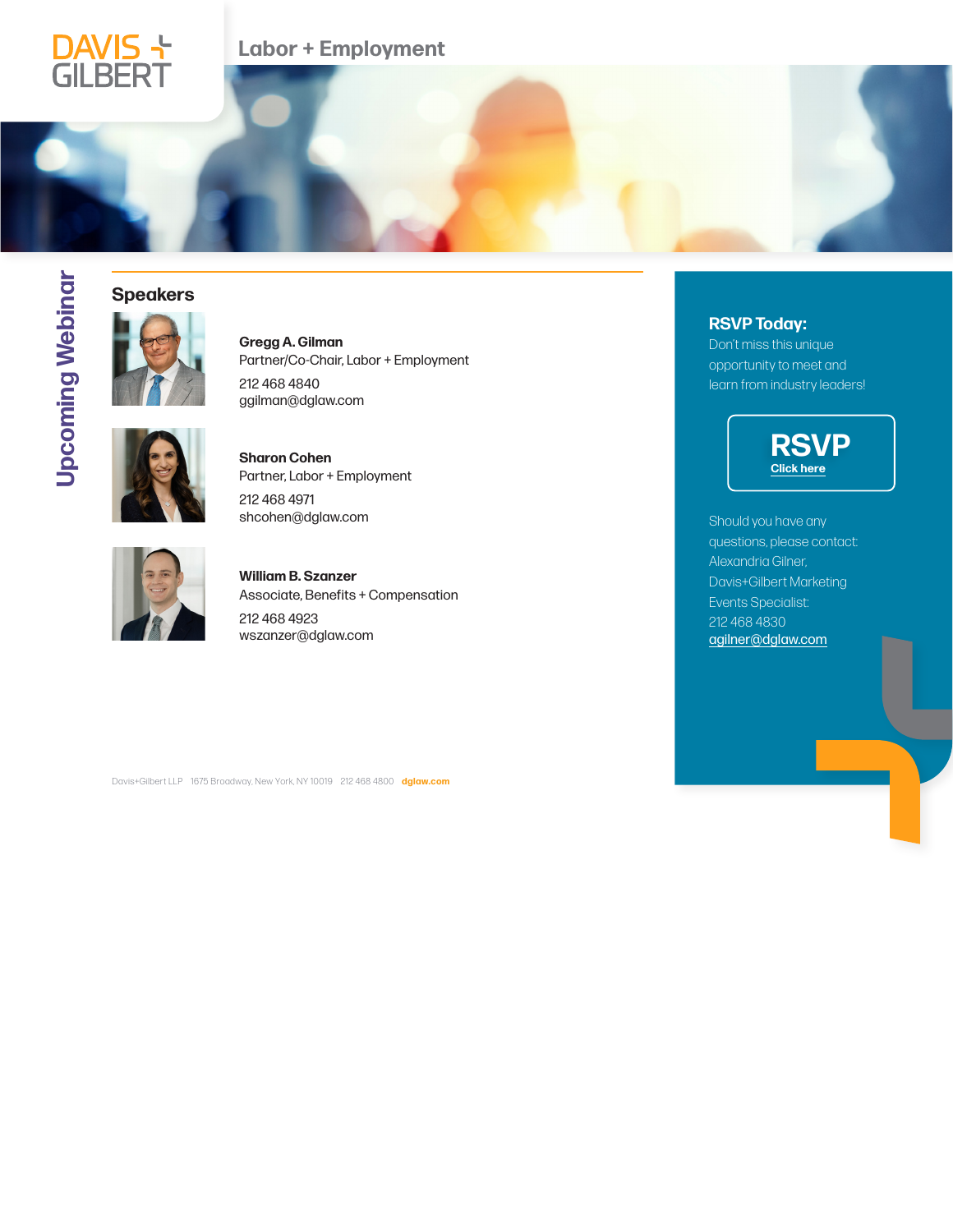DAVIS + GILBERT

Labor + Employment

Upcoming Webinar

## Speakers

**Gregg A. Gilman**
Partner/Co-Chair, Labor + Employment
212 468 4840
ggilman@dglaw.com

**Sharon Cohen**
Partner, Labor + Employment
212 468 4971
shcohen@dglaw.com

**William B. Szanzer**
Associate, Benefits + Compensation
212 468 4923
wszanzer@dglaw.com

**RSVP Today:**
Don't miss this unique opportunity to meet and learn from industry leaders!

**RSVP**
Click here

Should you have any questions, please contact:
Alexandria Gilner,
Davis+Gilbert Marketing Events Specialist:
212 468 4830
agilner@dglaw.com

Davis+Gilbert LLP 1675 Broadway, New York, NY 10019 212 468 4800 **dglaw.com**